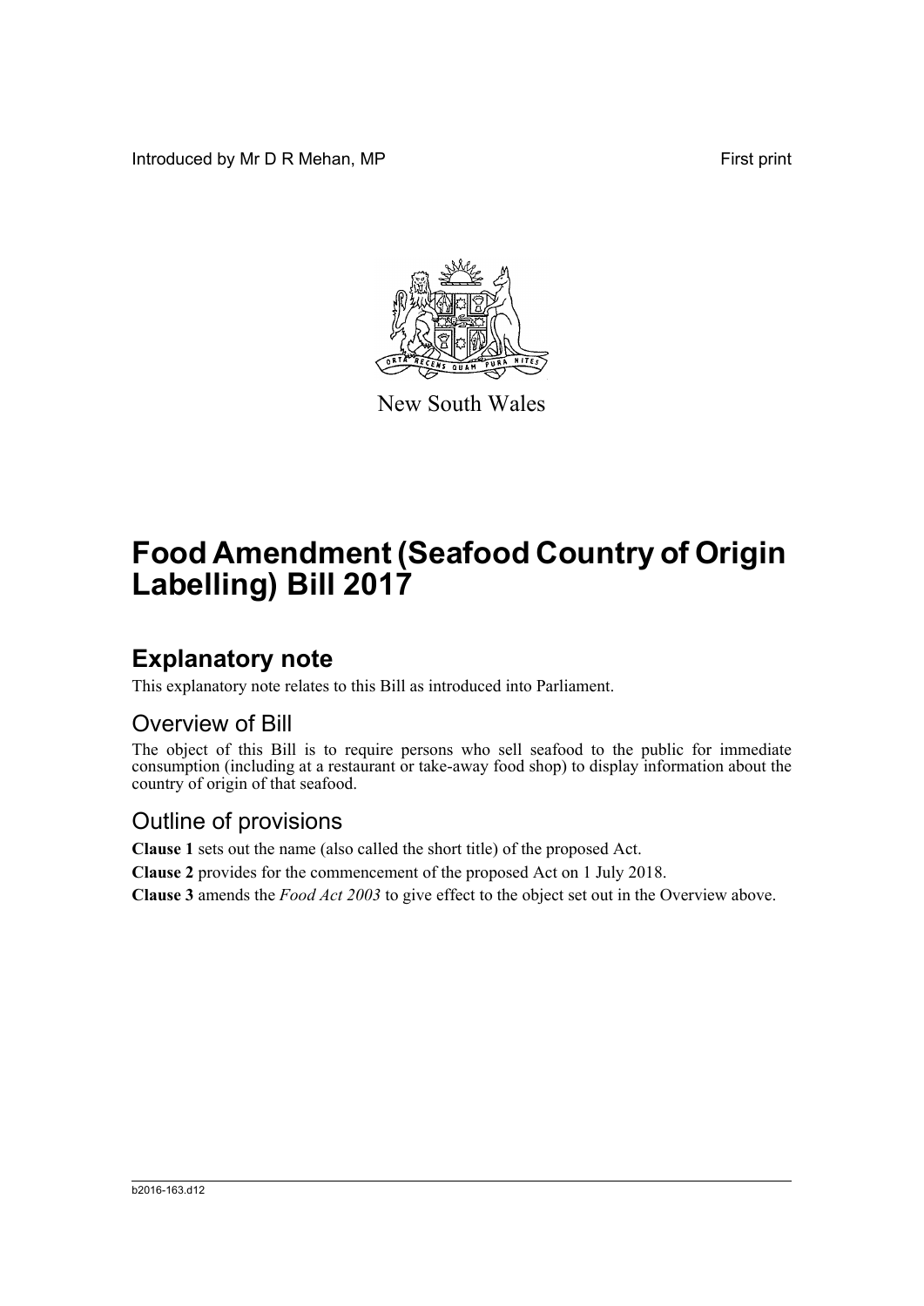Introduced by Mr D R Mehan, MP

First print

New South Wales

# Food Amendment (Seafood Country of Origin Labelling) Bill 2017

## Explanatory note

This explanatory note relates to this Bill as introduced into Parliament.

### Overview of Bill

The object of this Bill is to require persons who sell seafood to the public for immediate consumption (including at a restaurant or take-away food shop) to display information about the country of origin of that seafood.

### Outline of provisions

**Clause 1** sets out the name (also called the short title) of the proposed Act.

**Clause 2** provides for the commencement of the proposed Act on 1 July 2018.

**Clause 3** amends the *Food Act 2003* to give effect to the object set out in the Overview above.

b2016-163.d12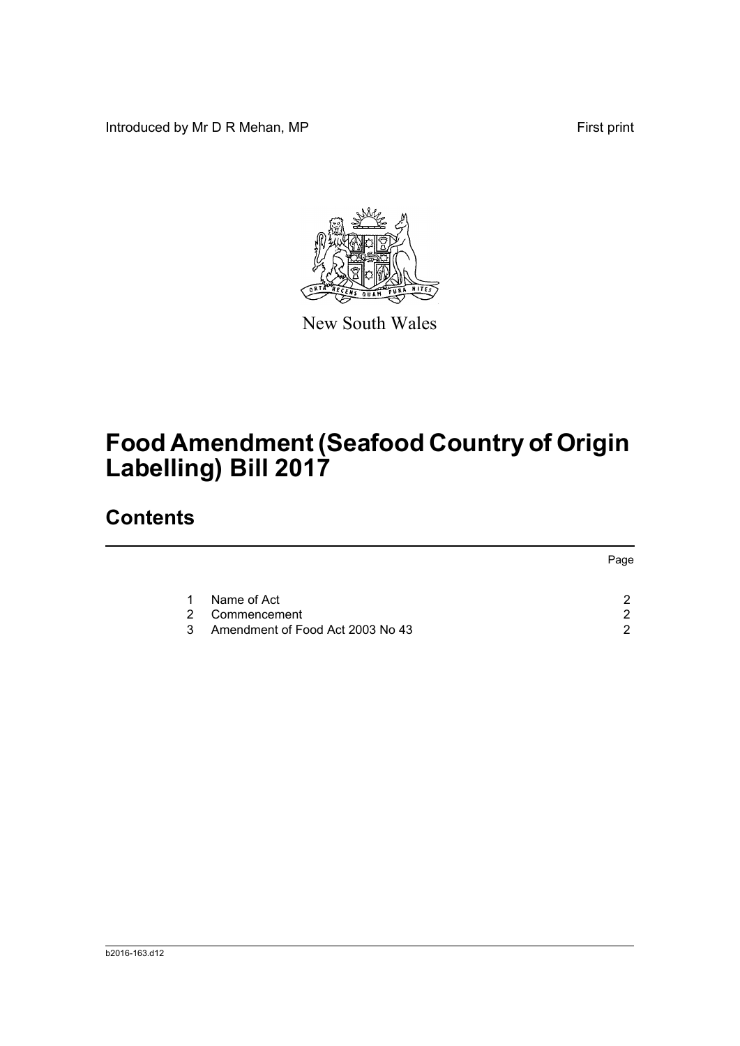Introduced by Mr D R Mehan, MP

First print

New South Wales

# Food Amendment (Seafood Country of Origin Labelling) Bill 2017

## Contents

| | | Page |
|---|---|---|
| 1 | Name of Act | 2 |
| 2 | Commencement | 2 |
| 3 | Amendment of Food Act 2003 No 43 | 2 |

b2016-163.d12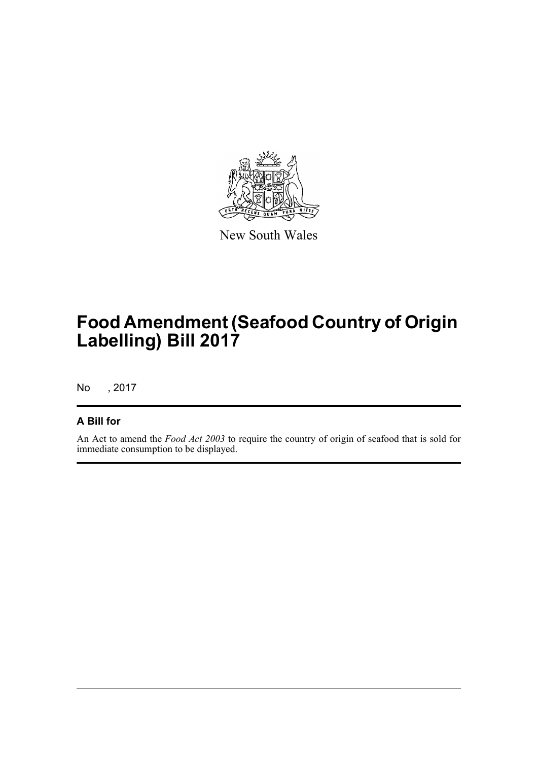New South Wales

# Food Amendment (Seafood Country of Origin Labelling) Bill 2017

No , 2017

## A Bill for

An Act to amend the *Food Act 2003* to require the country of origin of seafood that is sold for immediate consumption to be displayed.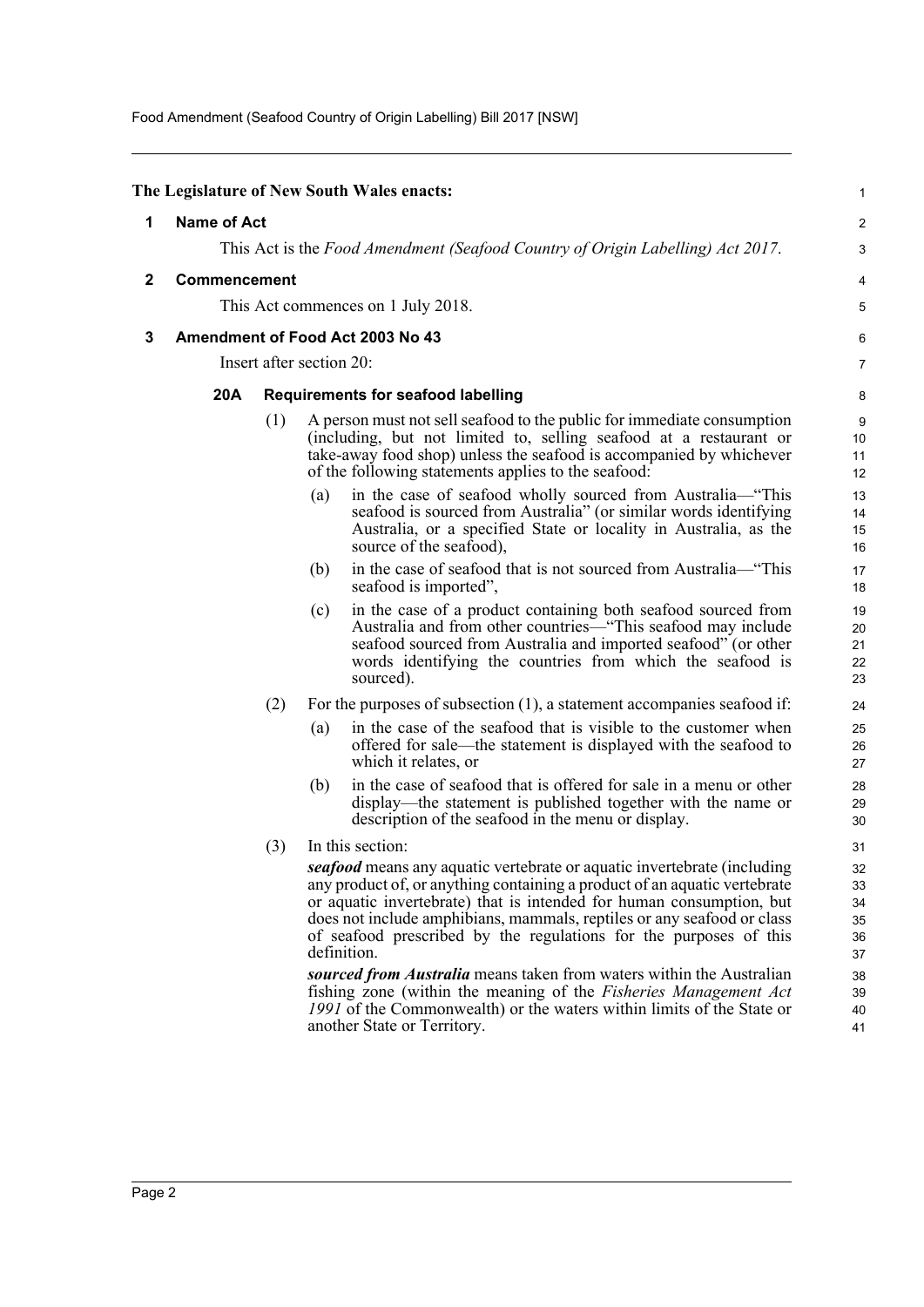The Legislature of New South Wales enacts:

## 1 Name of Act

This Act is the *Food Amendment (Seafood Country of Origin Labelling) Act 2017*.

## 2 Commencement

This Act commences on 1 July 2018.

## 3 Amendment of Food Act 2003 No 43

Insert after section 20:

### 20A Requirements for seafood labelling

(1) A person must not sell seafood to the public for immediate consumption (including, but not limited to, selling seafood at a restaurant or take-away food shop) unless the seafood is accompanied by whichever of the following statements applies to the seafood:

(a) in the case of seafood wholly sourced from Australia—"This seafood is sourced from Australia" (or similar words identifying Australia, or a specified State or locality in Australia, as the source of the seafood),

(b) in the case of seafood that is not sourced from Australia—"This seafood is imported",

(c) in the case of a product containing both seafood sourced from Australia and from other countries—"This seafood may include seafood sourced from Australia and imported seafood" (or other words identifying the countries from which the seafood is sourced).

(2) For the purposes of subsection (1), a statement accompanies seafood if:

(a) in the case of the seafood that is visible to the customer when offered for sale—the statement is displayed with the seafood to which it relates, or

(b) in the case of seafood that is offered for sale in a menu or other display—the statement is published together with the name or description of the seafood in the menu or display.

(3) In this section:

***seafood*** means any aquatic vertebrate or aquatic invertebrate (including any product of, or anything containing a product of an aquatic vertebrate or aquatic invertebrate) that is intended for human consumption, but does not include amphibians, mammals, reptiles or any seafood or class of seafood prescribed by the regulations for the purposes of this definition.

***sourced from Australia*** means taken from waters within the Australian fishing zone (within the meaning of the *Fisheries Management Act 1991* of the Commonwealth) or the waters within limits of the State or another State or Territory.